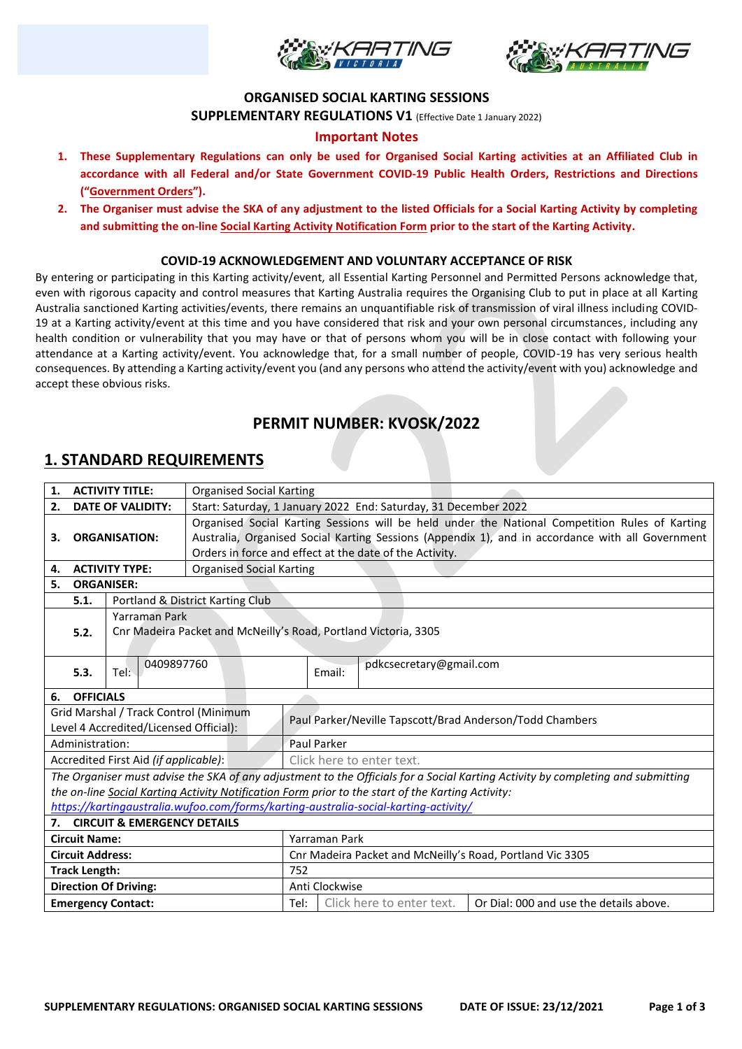**ORGANISED SOCIAL KARTING SESSIONS**

**SUPPLEMENTARY REGULATIONS V1** (Effective Date 1 January 2022)

**Important Notes**

1. **These Supplementary Regulations can only be used for Organised Social Karting activities at an Affiliated Club in accordance with all Federal and/or State Government COVID-19 Public Health Orders, Restrictions and Directions ("Government Orders").**
2. **The Organiser must advise the SKA of any adjustment to the listed Officials for a Social Karting Activity by completing and submitting the on-line Social Karting Activity Notification Form prior to the start of the Karting Activity.**

**COVID-19 ACKNOWLEDGEMENT AND VOLUNTARY ACCEPTANCE OF RISK**

By entering or participating in this Karting activity/event, all Essential Karting Personnel and Permitted Persons acknowledge that, even with rigorous capacity and control measures that Karting Australia requires the Organising Club to put in place at all Karting Australia sanctioned Karting activities/events, there remains an unquantifiable risk of transmission of viral illness including COVID-19 at a Karting activity/event at this time and you have considered that risk and your own personal circumstances, including any health condition or vulnerability that you may have or that of persons whom you will be in close contact with following your attendance at a Karting activity/event. You acknowledge that, for a small number of people, COVID-19 has very serious health consequences. By attending a Karting activity/event you (and any persons who attend the activity/event with you) acknowledge and accept these obvious risks.

## PERMIT NUMBER: KVOSK/2022

## 1. STANDARD REQUIREMENTS

| | | | | |
|---|---|---|---|---|
| **1. ACTIVITY TITLE:** | Organised Social Karting | | | |
| **2. DATE OF VALIDITY:** | Start: Saturday, 1 January 2022 End: Saturday, 31 December 2022 | | | |
| **3. ORGANISATION:** | Organised Social Karting Sessions will be held under the National Competition Rules of Karting Australia, Organised Social Karting Sessions (Appendix 1), and in accordance with all Government Orders in force and effect at the date of the Activity. | | | |
| **4. ACTIVITY TYPE:** | Organised Social Karting | | | |
| **5. ORGANISER:** | | | | |
| **5.1.** | Portland & District Karting Club | | | |
| **5.2.** | Yarraman Park<br>Cnr Madeira Packet and McNeilly's Road, Portland Victoria, 3305 | | | |
| **5.3.** | Tel: | 0409897760 | Email: | pdkcsecretary@gmail.com |
| **6. OFFICIALS** | | | | |
| Grid Marshal / Track Control (Minimum Level 4 Accredited/Licensed Official): | Paul Parker/Neville Tapscott/Brad Anderson/Todd Chambers | | | |
| Administration: | Paul Parker | | | |
| Accredited First Aid *(if applicable)*: | Click here to enter text. | | | |
| *The Organiser must advise the SKA of any adjustment to the Officials for a Social Karting Activity by completing and submitting the on-line Social Karting Activity Notification Form prior to the start of the Karting Activity: https://kartingaustralia.wufoo.com/forms/karting-australia-social-karting-activity/* | | | | |
| **7. CIRCUIT & EMERGENCY DETAILS** | | | | |
| **Circuit Name:** | Yarraman Park | | | |
| **Circuit Address:** | Cnr Madeira Packet and McNeilly's Road, Portland Vic 3305 | | | |
| **Track Length:** | 752 | | | |
| **Direction Of Driving:** | Anti Clockwise | | | |
| **Emergency Contact:** | Tel: | Click here to enter text. | Or Dial: 000 and use the details above. | |

SUPPLEMENTARY REGULATIONS: ORGANISED SOCIAL KARTING SESSIONS DATE OF ISSUE: 23/12/2021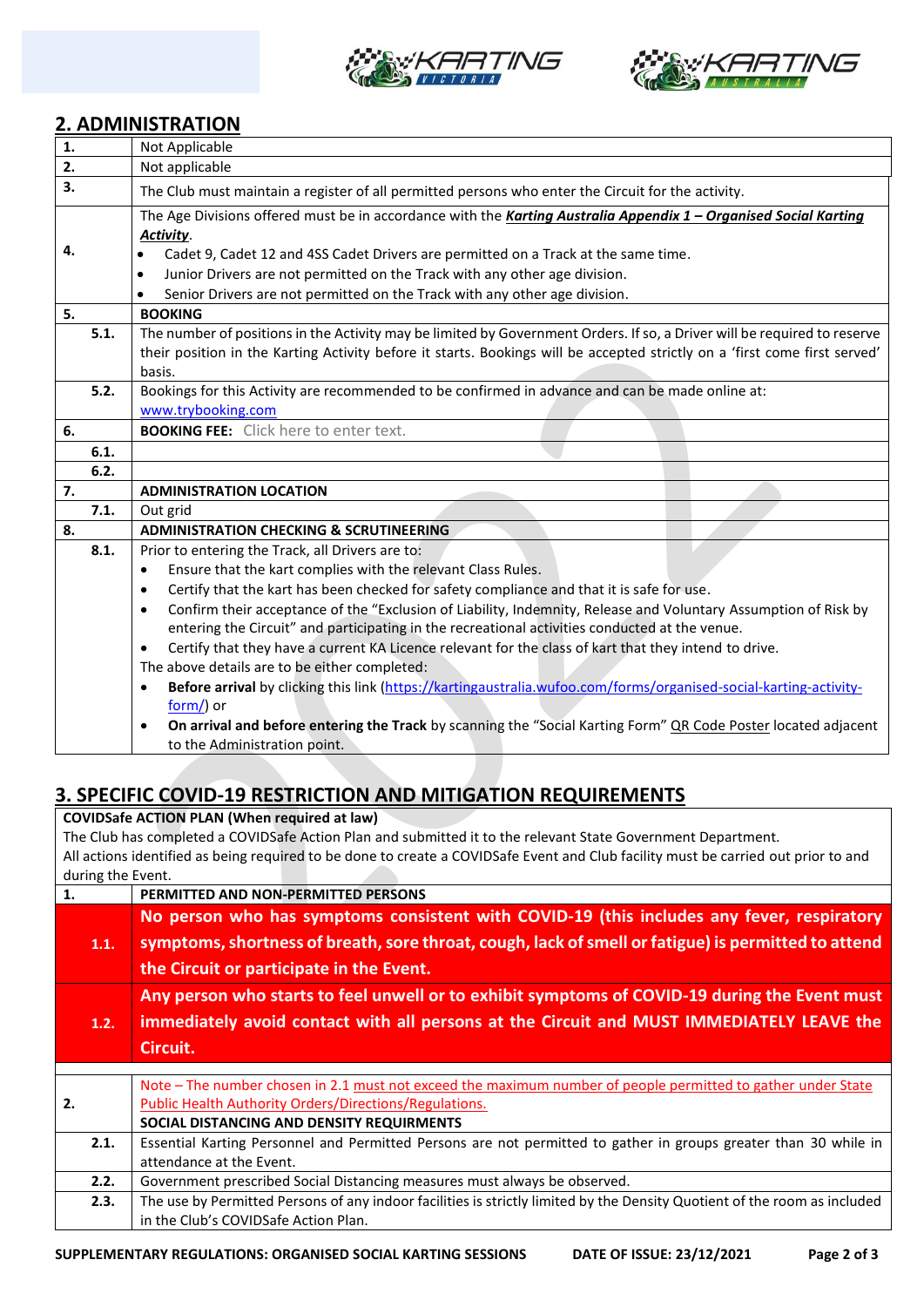## 2. ADMINISTRATION

| | |
|---|---|
| **1.** | Not Applicable |
| **2.** | Not applicable |
| **3.** | The Club must maintain a register of all permitted persons who enter the Circuit for the activity. |
| **4.** | The Age Divisions offered must be in accordance with the ***Karting Australia Appendix 1 – Organised Social Karting Activity***.<br>• Cadet 9, Cadet 12 and 4SS Cadet Drivers are permitted on a Track at the same time.<br>• Junior Drivers are not permitted on the Track with any other age division.<br>• Senior Drivers are not permitted on the Track with any other age division. |
| **5.** | **BOOKING** |
| **5.1.** | The number of positions in the Activity may be limited by Government Orders. If so, a Driver will be required to reserve their position in the Karting Activity before it starts. Bookings will be accepted strictly on a 'first come first served' basis. |
| **5.2.** | Bookings for this Activity are recommended to be confirmed in advance and can be made online at: www.trybooking.com |
| **6.** | **BOOKING FEE:** Click here to enter text. |
| **6.1.** | |
| **6.2.** | |
| **7.** | **ADMINISTRATION LOCATION** |
| **7.1.** | Out grid |
| **8.** | **ADMINISTRATION CHECKING & SCRUTINEERING** |
| **8.1.** | Prior to entering the Track, all Drivers are to:<br>• Ensure that the kart complies with the relevant Class Rules.<br>• Certify that the kart has been checked for safety compliance and that it is safe for use.<br>• Confirm their acceptance of the "Exclusion of Liability, Indemnity, Release and Voluntary Assumption of Risk by entering the Circuit" and participating in the recreational activities conducted at the venue.<br>• Certify that they have a current KA Licence relevant for the class of kart that they intend to drive.<br>The above details are to be either completed:<br>• **Before arrival** by clicking this link (https://kartingaustralia.wufoo.com/forms/organised-social-karting-activity-form/) or<br>• **On arrival and before entering the Track** by scanning the "Social Karting Form" QR Code Poster located adjacent to the Administration point. |

## 3. SPECIFIC COVID-19 RESTRICTION AND MITIGATION REQUIREMENTS

**COVIDSafe ACTION PLAN (When required at law)**
The Club has completed a COVIDSafe Action Plan and submitted it to the relevant State Government Department.
All actions identified as being required to be done to create a COVIDSafe Event and Club facility must be carried out prior to and during the Event.

| | |
|---|---|
| **1.** | **PERMITTED AND NON-PERMITTED PERSONS** |
| **1.1.** | **No person who has symptoms consistent with COVID-19 (this includes any fever, respiratory symptoms, shortness of breath, sore throat, cough, lack of smell or fatigue) is permitted to attend the Circuit or participate in the Event.** |
| **1.2.** | **Any person who starts to feel unwell or to exhibit symptoms of COVID-19 during the Event must immediately avoid contact with all persons at the Circuit and MUST IMMEDIATELY LEAVE the Circuit.** |
| | |
| **2.** | Note – The number chosen in 2.1 must not exceed the maximum number of people permitted to gather under State Public Health Authority Orders/Directions/Regulations.<br>**SOCIAL DISTANCING AND DENSITY REQUIRMENTS** |
| **2.1.** | Essential Karting Personnel and Permitted Persons are not permitted to gather in groups greater than 30 while in attendance at the Event. |
| **2.2.** | Government prescribed Social Distancing measures must always be observed. |
| **2.3.** | The use by Permitted Persons of any indoor facilities is strictly limited by the Density Quotient of the room as included in the Club's COVIDSafe Action Plan. |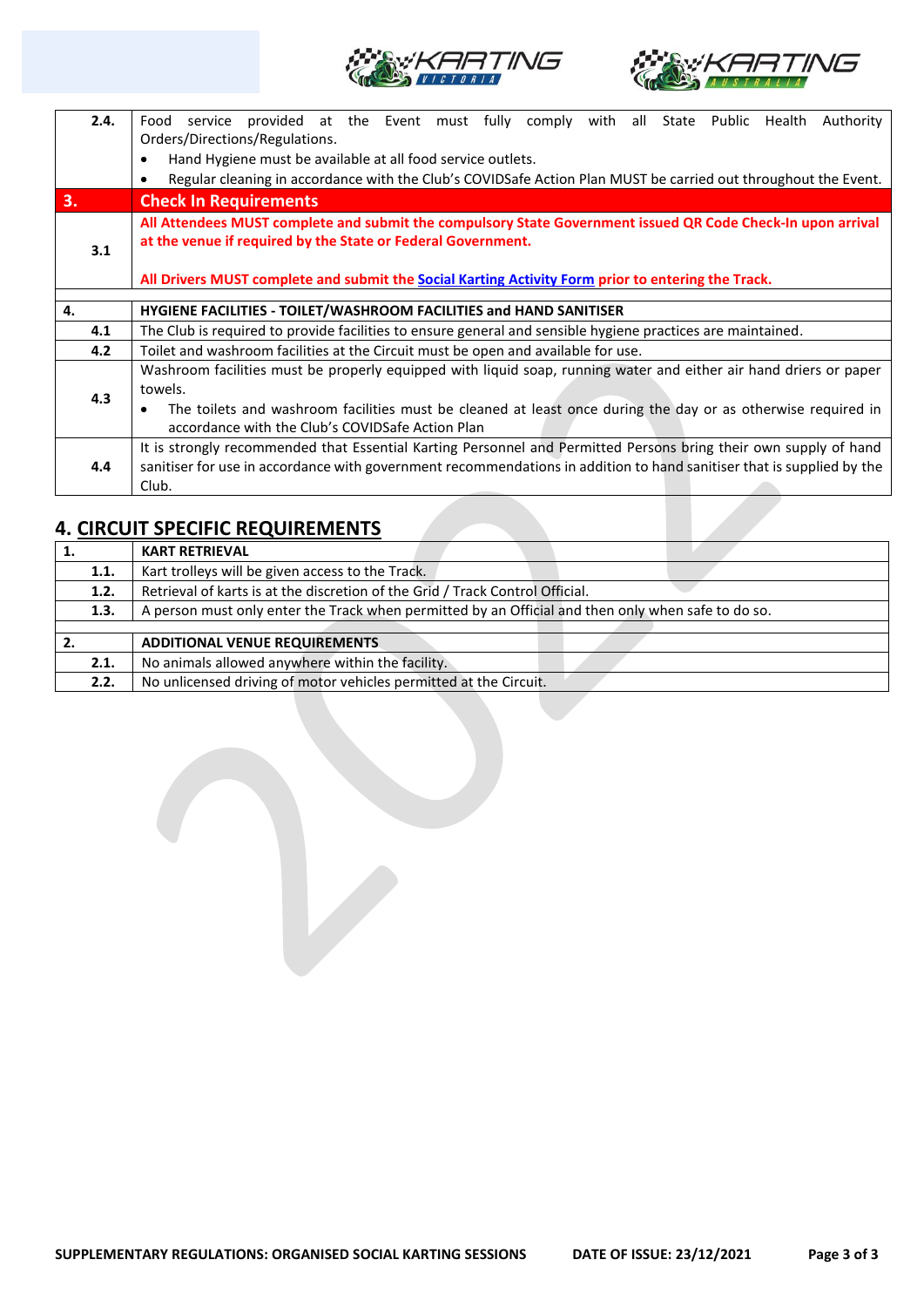| | |
|---|---|
| **2.4.** | Food service provided at the Event must fully comply with all State Public Health Authority Orders/Directions/Regulations.<br>• Hand Hygiene must be available at all food service outlets.<br>• Regular cleaning in accordance with the Club's COVIDSafe Action Plan MUST be carried out throughout the Event. |
| **3.** | **Check In Requirements** |
| **3.1** | **All Attendees MUST complete and submit the compulsory State Government issued QR Code Check-In upon arrival at the venue if required by the State or Federal Government.**<br><br>**All Drivers MUST complete and submit the Social Karting Activity Form prior to entering the Track.** |
| | |
| **4.** | **HYGIENE FACILITIES - TOILET/WASHROOM FACILITIES and HAND SANITISER** |
| **4.1** | The Club is required to provide facilities to ensure general and sensible hygiene practices are maintained. |
| **4.2** | Toilet and washroom facilities at the Circuit must be open and available for use. |
| **4.3** | Washroom facilities must be properly equipped with liquid soap, running water and either air hand driers or paper towels.<br>• The toilets and washroom facilities must be cleaned at least once during the day or as otherwise required in accordance with the Club's COVIDSafe Action Plan |
| **4.4** | It is strongly recommended that Essential Karting Personnel and Permitted Persons bring their own supply of hand sanitiser for use in accordance with government recommendations in addition to hand sanitiser that is supplied by the Club. |

## 4. CIRCUIT SPECIFIC REQUIREMENTS

| | |
|---|---|
| **1.** | **KART RETRIEVAL** |
| **1.1.** | Kart trolleys will be given access to the Track. |
| **1.2.** | Retrieval of karts is at the discretion of the Grid / Track Control Official. |
| **1.3.** | A person must only enter the Track when permitted by an Official and then only when safe to do so. |
| | |
| **2.** | **ADDITIONAL VENUE REQUIREMENTS** |
| **2.1.** | No animals allowed anywhere within the facility. |
| **2.2.** | No unlicensed driving of motor vehicles permitted at the Circuit. |

**SUPPLEMENTARY REGULATIONS: ORGANISED SOCIAL KARTING SESSIONS** **DATE OF ISSUE: 23/12/2021**